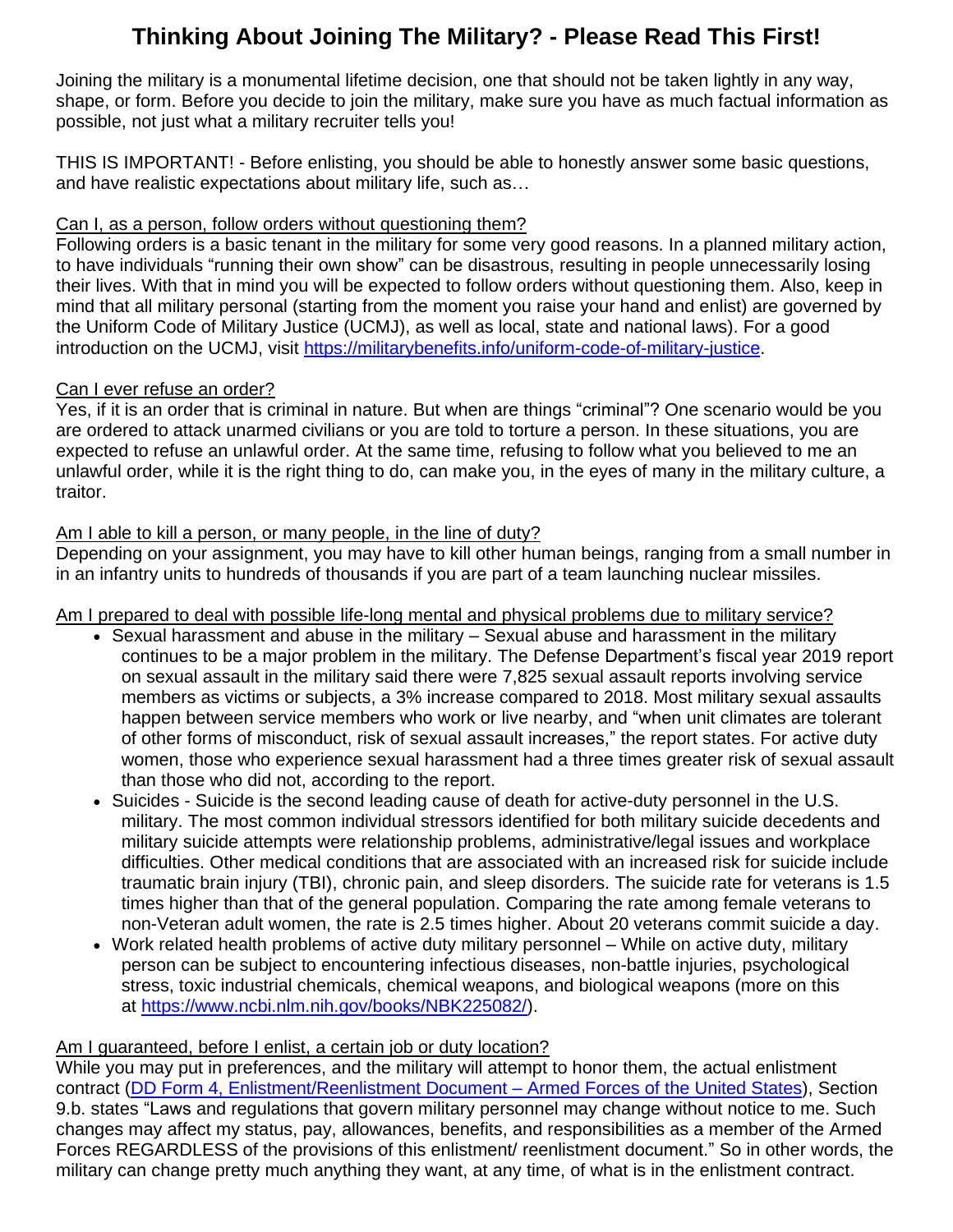# Thinking About Joining The Military? - Please Read This First!

Joining the military is a monumental lifetime decision, one that should not be taken lightly in any way, shape, or form. Before you decide to join the military, make sure you have as much factual information as possible, not just what a military recruiter tells you!

THIS IS IMPORTANT! - Before enlisting, you should be able to honestly answer some basic questions, and have realistic expectations about military life, such as…

<u>Can I, as a person, follow orders without questioning them?</u>
Following orders is a basic tenant in the military for some very good reasons. In a planned military action, to have individuals "running their own show" can be disastrous, resulting in people unnecessarily losing their lives. With that in mind you will be expected to follow orders without questioning them. Also, keep in mind that all military personal (starting from the moment you raise your hand and enlist) are governed by the Uniform Code of Military Justice (UCMJ), as well as local, state and national laws). For a good introduction on the UCMJ, visit [https://militarybenefits.info/uniform-code-of-military-justice](https://militarybenefits.info/uniform-code-of-military-justice).

<u>Can I ever refuse an order?</u>
Yes, if it is an order that is criminal in nature. But when are things "criminal"? One scenario would be you are ordered to attack unarmed civilians or you are told to torture a person. In these situations, you are expected to refuse an unlawful order. At the same time, refusing to follow what you believed to me an unlawful order, while it is the right thing to do, can make you, in the eyes of many in the military culture, a traitor.

<u>Am I able to kill a person, or many people, in the line of duty?</u>
Depending on your assignment, you may have to kill other human beings, ranging from a small number in in an infantry units to hundreds of thousands if you are part of a team launching nuclear missiles.

<u>Am I prepared to deal with possible life-long mental and physical problems due to military service?</u>

- Sexual harassment and abuse in the military – Sexual abuse and harassment in the military continues to be a major problem in the military. The Defense Department's fiscal year 2019 report on sexual assault in the military said there were 7,825 sexual assault reports involving service members as victims or subjects, a 3% increase compared to 2018. Most military sexual assaults happen between service members who work or live nearby, and "when unit climates are tolerant of other forms of misconduct, risk of sexual assault increases," the report states. For active duty women, those who experience sexual harassment had a three times greater risk of sexual assault than those who did not, according to the report.
- Suicides - Suicide is the second leading cause of death for active-duty personnel in the U.S. military. The most common individual stressors identified for both military suicide decedents and military suicide attempts were relationship problems, administrative/legal issues and workplace difficulties. Other medical conditions that are associated with an increased risk for suicide include traumatic brain injury (TBI), chronic pain, and sleep disorders. The suicide rate for veterans is 1.5 times higher than that of the general population. Comparing the rate among female veterans to non-Veteran adult women, the rate is 2.5 times higher. About 20 veterans commit suicide a day.
- Work related health problems of active duty military personnel – While on active duty, military person can be subject to encountering infectious diseases, non-battle injuries, psychological stress, toxic industrial chemicals, chemical weapons, and biological weapons (more on this at [https://www.ncbi.nlm.nih.gov/books/NBK225082/](https://www.ncbi.nlm.nih.gov/books/NBK225082/)).

<u>Am I guaranteed, before I enlist, a certain job or duty location?</u>
While you may put in preferences, and the military will attempt to honor them, the actual enlistment contract (DD Form 4, Enlistment/Reenlistment Document – Armed Forces of the United States), Section 9.b. states "Laws and regulations that govern military personnel may change without notice to me. Such changes may affect my status, pay, allowances, benefits, and responsibilities as a member of the Armed Forces REGARDLESS of the provisions of this enlistment/ reenlistment document." So in other words, the military can change pretty much anything they want, at any time, of what is in the enlistment contract.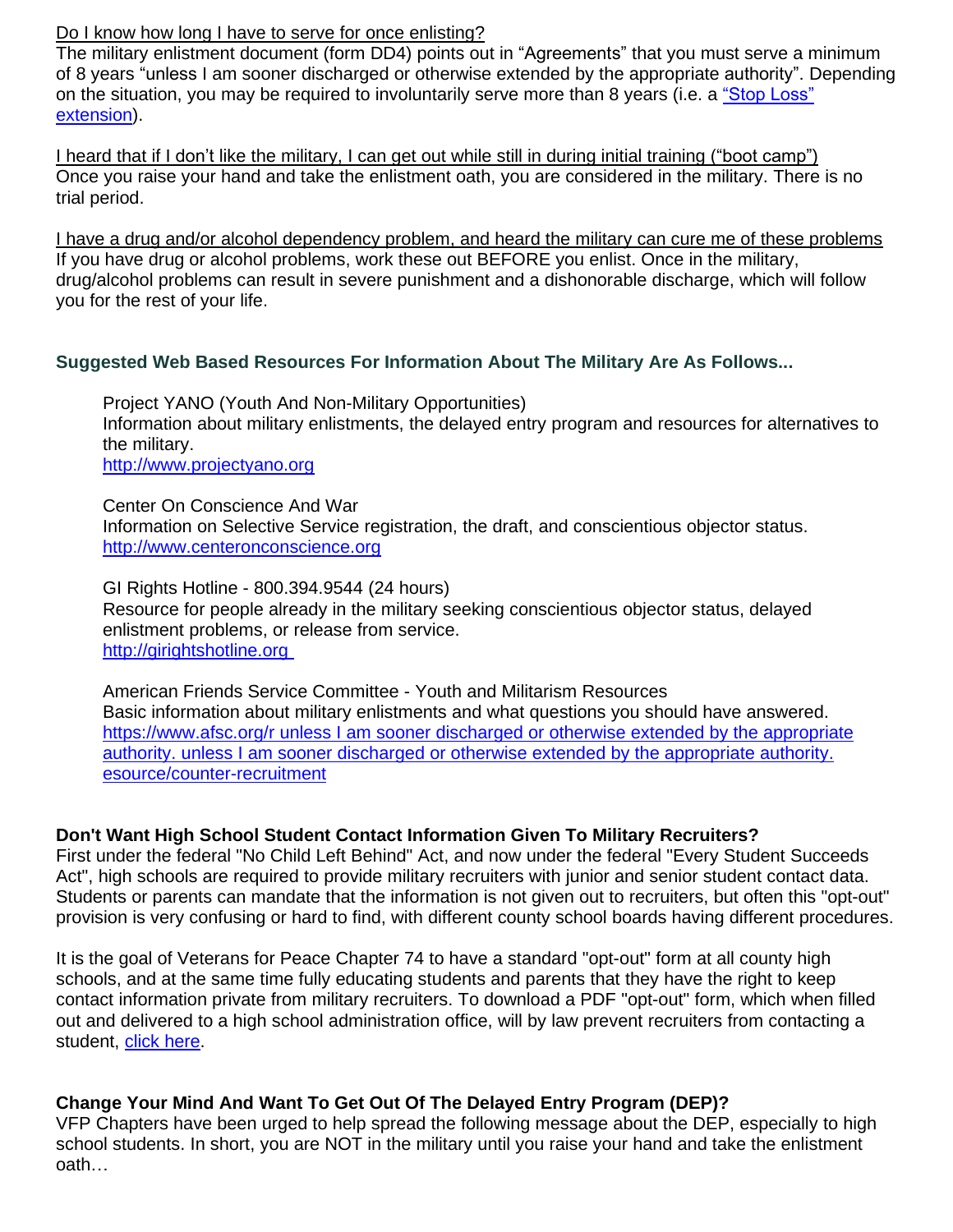Do I know how long I have to serve for once enlisting?

The military enlistment document (form DD4) points out in “Agreements” that you must serve a minimum of 8 years “unless I am sooner discharged or otherwise extended by the appropriate authority”. Depending on the situation, you may be required to involuntarily serve more than 8 years (i.e. a [“Stop Loss” extension]()).

I heard that if I don’t like the military, I can get out while still in during initial training (“boot camp”)

Once you raise your hand and take the enlistment oath, you are considered in the military. There is no trial period.

I have a drug and/or alcohol dependency problem, and heard the military can cure me of these problems

If you have drug or alcohol problems, work these out BEFORE you enlist. Once in the military, drug/alcohol problems can result in severe punishment and a dishonorable discharge, which will follow you for the rest of your life.

### Suggested Web Based Resources For Information About The Military Are As Follows...

Project YANO (Youth And Non-Military Opportunities)
Information about military enlistments, the delayed entry program and resources for alternatives to the military.
[http://www.projectyano.org](http://www.projectyano.org)

Center On Conscience And War
Information on Selective Service registration, the draft, and conscientious objector status.
[http://www.centeronconscience.org](http://www.centeronconscience.org)

GI Rights Hotline - 800.394.9544 (24 hours)
Resource for people already in the military seeking conscientious objector status, delayed enlistment problems, or release from service.
[http://girightshotline.org](http://girightshotline.org)

American Friends Service Committee - Youth and Militarism Resources
Basic information about military enlistments and what questions you should have answered.
[https://www.afsc.org/r unless I am sooner discharged or otherwise extended by the appropriate authority. unless I am sooner discharged or otherwise extended by the appropriate authority. esource/counter-recruitment]()

### Don't Want High School Student Contact Information Given To Military Recruiters?

First under the federal "No Child Left Behind" Act, and now under the federal "Every Student Succeeds Act", high schools are required to provide military recruiters with junior and senior student contact data. Students or parents can mandate that the information is not given out to recruiters, but often this "opt-out" provision is very confusing or hard to find, with different county school boards having different procedures.

It is the goal of Veterans for Peace Chapter 74 to have a standard "opt-out" form at all county high schools, and at the same time fully educating students and parents that they have the right to keep contact information private from military recruiters. To download a PDF "opt-out" form, which when filled out and delivered to a high school administration office, will by law prevent recruiters from contacting a student, [click here]().

### Change Your Mind And Want To Get Out Of The Delayed Entry Program (DEP)?

VFP Chapters have been urged to help spread the following message about the DEP, especially to high school students. In short, you are NOT in the military until you raise your hand and take the enlistment oath…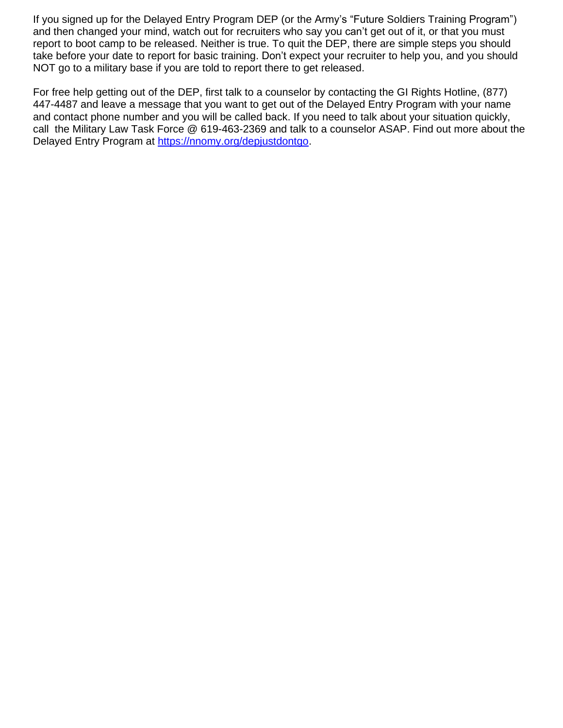If you signed up for the Delayed Entry Program DEP (or the Army's "Future Soldiers Training Program") and then changed your mind, watch out for recruiters who say you can't get out of it, or that you must report to boot camp to be released. Neither is true. To quit the DEP, there are simple steps you should take before your date to report for basic training. Don't expect your recruiter to help you, and you should NOT go to a military base if you are told to report there to get released.

For free help getting out of the DEP, first talk to a counselor by contacting the GI Rights Hotline, (877) 447-4487 and leave a message that you want to get out of the Delayed Entry Program with your name and contact phone number and you will be called back. If you need to talk about your situation quickly, call the Military Law Task Force @ 619-463-2369 and talk to a counselor ASAP. Find out more about the Delayed Entry Program at [https://nnomy.org/depjustdontgo](https://nnomy.org/depjustdontgo).